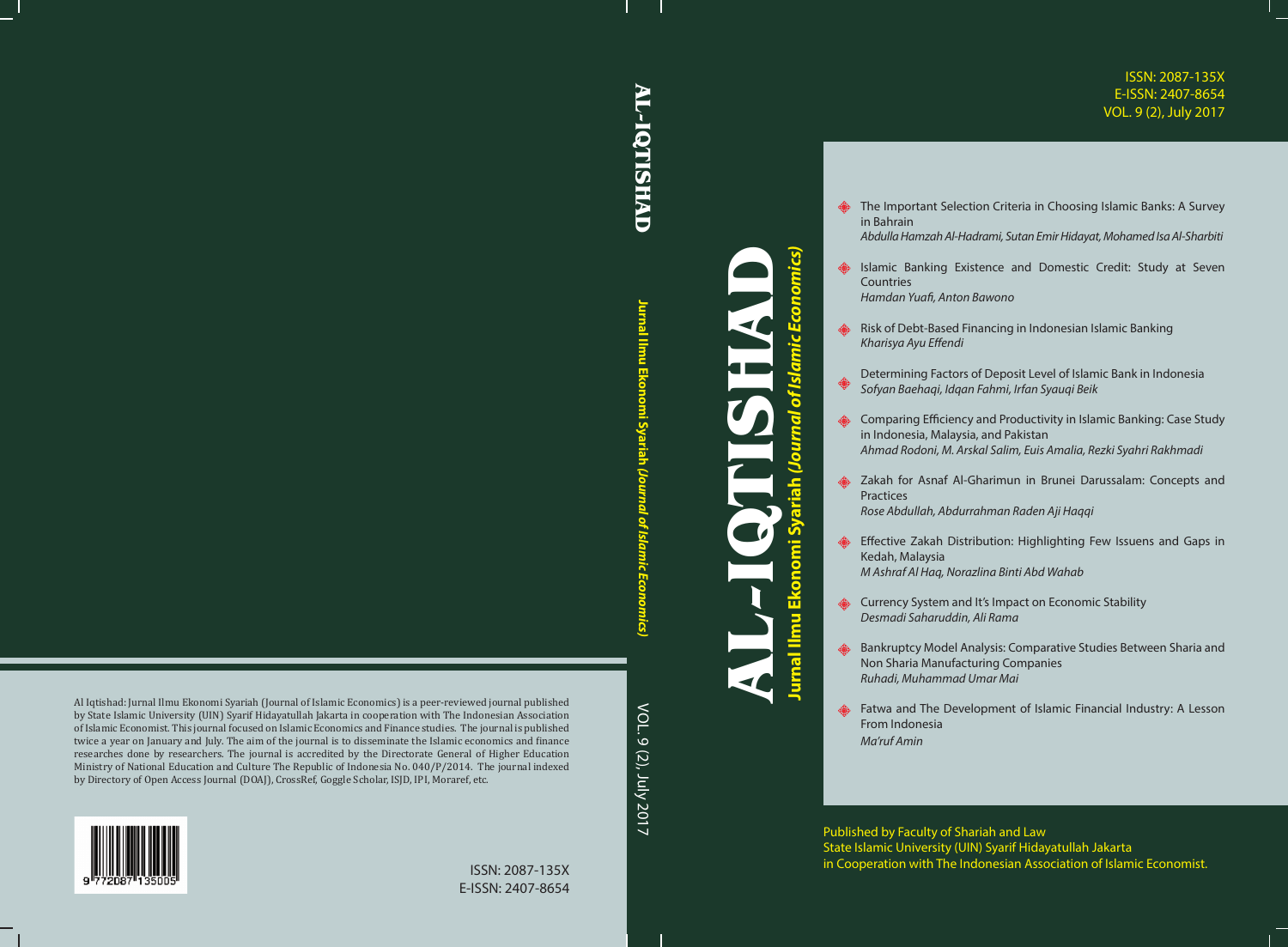ISSN: 2087-135X
E-ISSN: 2407-8654
VOL. 9 (2), July 2017

# AL-IQTISHAD

**Jurnal Ilmu Ekonomi Syariah *(Journal of Islamic Economics)***

- The Important Selection Criteria in Choosing Islamic Banks: A Survey in Bahrain
  *Abdulla Hamzah Al-Hadrami, Sutan Emir Hidayat, Mohamed Isa Al-Sharbiti*
- Islamic Banking Existence and Domestic Credit: Study at Seven Countries
  *Hamdan Yuafi, Anton Bawono*
- Risk of Debt-Based Financing in Indonesian Islamic Banking
  *Kharisya Ayu Effendi*
- Determining Factors of Deposit Level of Islamic Bank in Indonesia
  *Sofyan Baehaqi, Idqan Fahmi, Irfan Syauqi Beik*
- Comparing Efficiency and Productivity in Islamic Banking: Case Study in Indonesia, Malaysia, and Pakistan
  *Ahmad Rodoni, M. Arskal Salim, Euis Amalia, Rezki Syahri Rakhmadi*
- Zakah for Asnaf Al-Gharimun in Brunei Darussalam: Concepts and Practices
  *Rose Abdullah, Abdurrahman Raden Aji Haqqi*
- Effective Zakah Distribution: Highlighting Few Issuens and Gaps in Kedah, Malaysia
  *M Ashraf Al Haq, Norazlina Binti Abd Wahab*
- Currency System and It's Impact on Economic Stability
  *Desmadi Saharuddin, Ali Rama*
- Bankruptcy Model Analysis: Comparative Studies Between Sharia and Non Sharia Manufacturing Companies
  *Ruhadi, Muhammad Umar Mai*
- Fatwa and The Development of Islamic Financial Industry: A Lesson From Indonesia
  *Ma'ruf Amin*

Published by Faculty of Shariah and Law
State Islamic University (UIN) Syarif Hidayatullah Jakarta
in Cooperation with The Indonesian Association of Islamic Economist.

Al Iqtishad: Jurnal Ilmu Ekonomi Syariah (Journal of Islamic Economics) is a peer-reviewed journal published by State Islamic University (UIN) Syarif Hidayatullah Jakarta in cooperation with The Indonesian Association of Islamic Economist. This journal focused on Islamic Economics and Finance studies. The journal is published twice a year on January and July. The aim of the journal is to disseminate the Islamic economics and finance researches done by researchers. The journal is accredited by the Directorate General of Higher Education Ministry of National Education and Culture The Republic of Indonesia No. 040/P/2014. The journal indexed by Directory of Open Access Journal (DOAJ), CrossRef, Goggle Scholar, ISJD, IPI, Moraref, etc.

9 772087 135005

ISSN: 2087-135X
E-ISSN: 2407-8654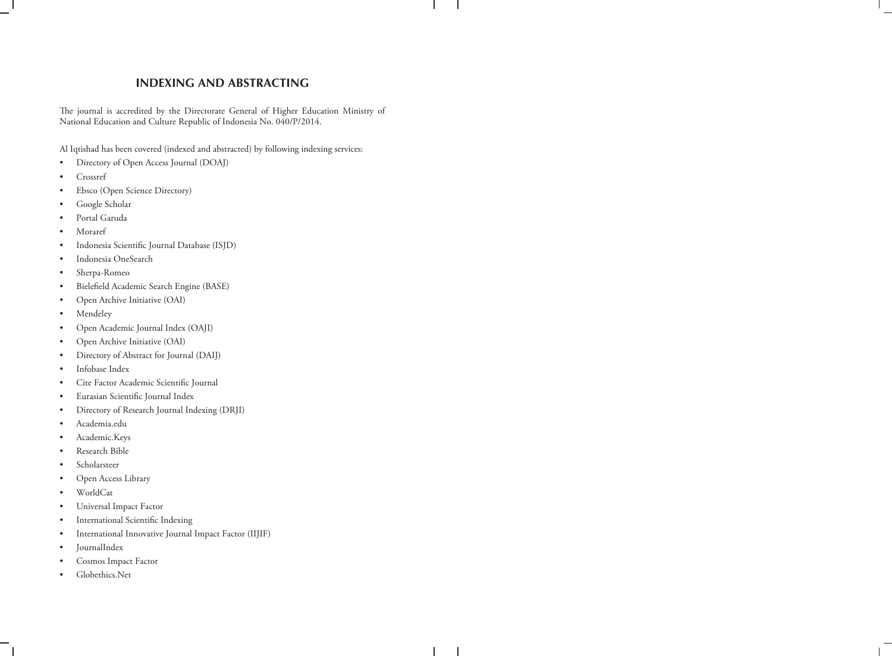## INDEXING AND ABSTRACTING

The journal is accredited by the Directorate General of Higher Education Ministry of National Education and Culture Republic of Indonesia No. 040/P/2014.

Al Iqtishad has been covered (indexed and abstracted) by following indexing services:

- Directory of Open Access Journal (DOAJ)
- Crossref
- Ebsco (Open Science Directory)
- Google Scholar
- Portal Garuda
- Moraref
- Indonesia Scientific Journal Database (ISJD)
- Indonesia OneSearch
- Sherpa-Romeo
- Bielefield Academic Search Engine (BASE)
- Open Archive Initiative (OAI)
- Mendeley
- Open Academic Journal Index (OAJI)
- Open Archive Initiative (OAI)
- Directory of Abstract for Journal (DAIJ)
- Infobase Index
- Cite Factor Academic Scientific Journal
- Eurasian Scientific Journal Index
- Directory of Research Journal Indexing (DRJI)
- Academia.edu
- Academic.Keys
- Research Bible
- Scholarsteer
- Open Access Library
- WorldCat
- Universal Impact Factor
- International Scientific Indexing
- International Innovative Journal Impact Factor (IIJIF)
- JournalIndex
- Cosmos Impact Factor
- Globethics.Net